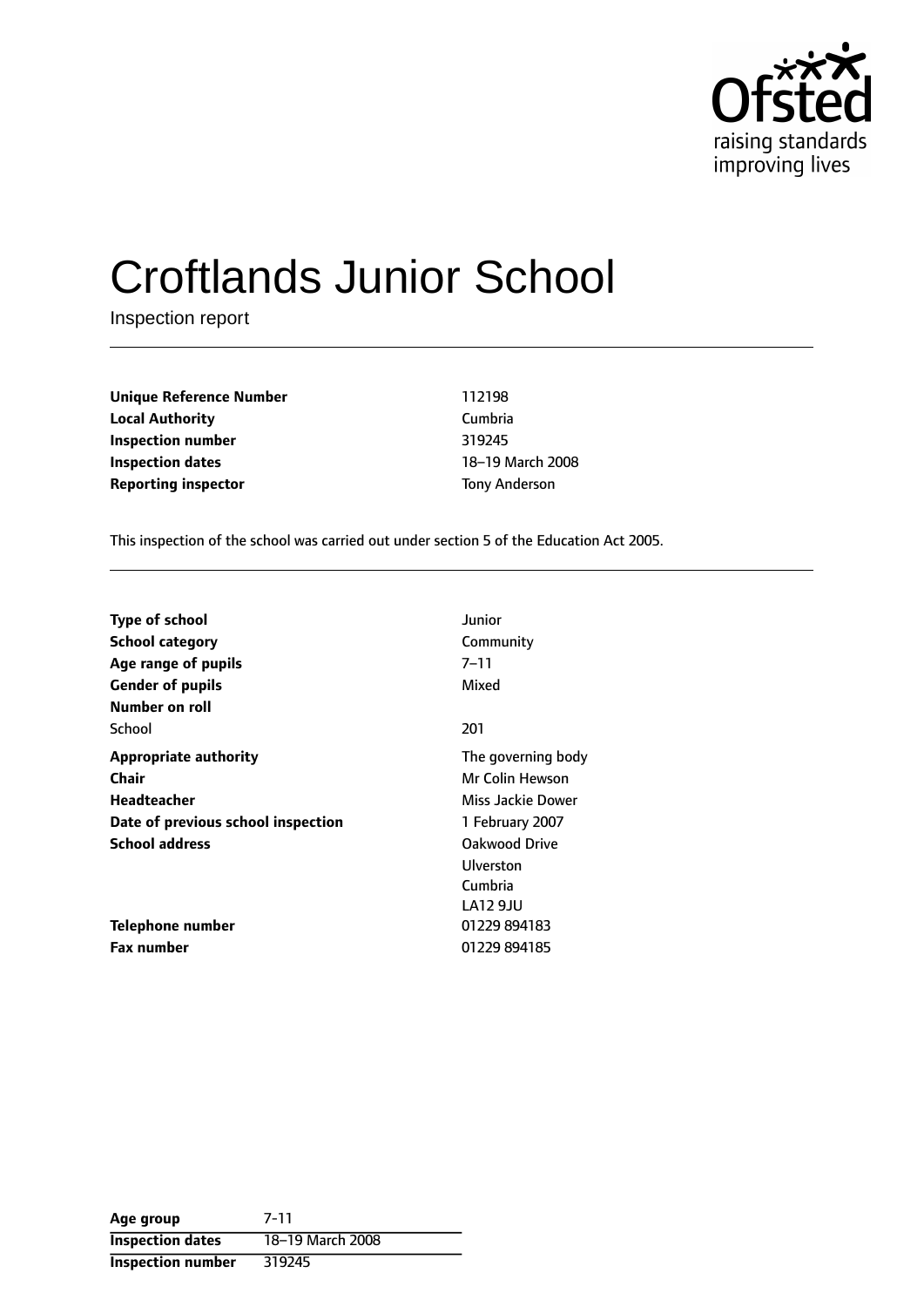# Croftlands Junior School

Inspection report

| | |
|---|---|
| **Unique Reference Number** | 112198 |
| **Local Authority** | Cumbria |
| **Inspection number** | 319245 |
| **Inspection dates** | 18–19 March 2008 |
| **Reporting inspector** | Tony Anderson |

This inspection of the school was carried out under section 5 of the Education Act 2005.

| | |
|---|---|
| **Type of school** | Junior |
| **School category** | Community |
| **Age range of pupils** | 7–11 |
| **Gender of pupils** | Mixed |
| **Number on roll** | |
| School | 201 |
| **Appropriate authority** | The governing body |
| **Chair** | Mr Colin Hewson |
| **Headteacher** | Miss Jackie Dower |
| **Date of previous school inspection** | 1 February 2007 |
| **School address** | Oakwood Drive<br>Ulverston<br>Cumbria<br>LA12 9JU |
| **Telephone number** | 01229 894183 |
| **Fax number** | 01229 894185 |

| | |
|---|---|
| **Age group** | 7–11 |
| **Inspection dates** | 18–19 March 2008 |
| **Inspection number** | 319245 |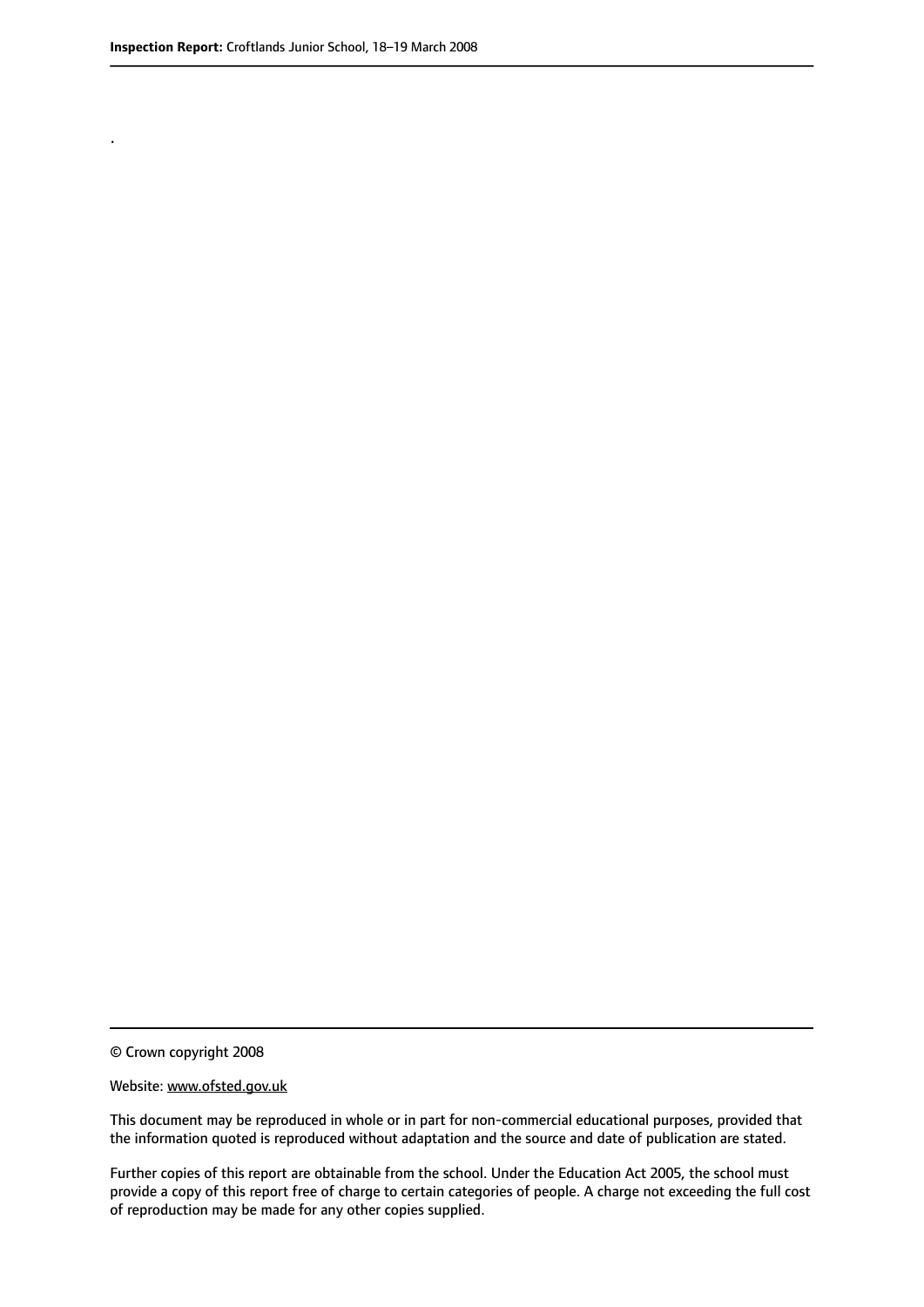.

© Crown copyright 2008

Website: www.ofsted.gov.uk

This document may be reproduced in whole or in part for non-commercial educational purposes, provided that the information quoted is reproduced without adaptation and the source and date of publication are stated.

Further copies of this report are obtainable from the school. Under the Education Act 2005, the school must provide a copy of this report free of charge to certain categories of people. A charge not exceeding the full cost of reproduction may be made for any other copies supplied.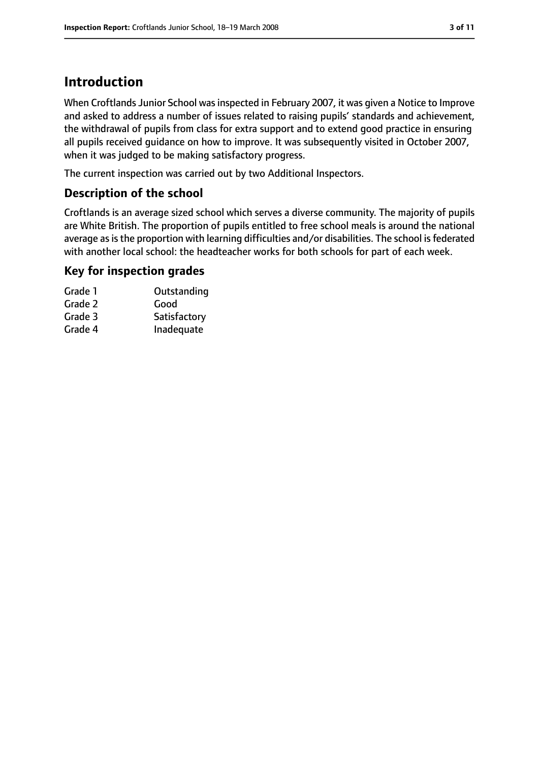# Introduction

When Croftlands Junior School was inspected in February 2007, it was given a Notice to Improve and asked to address a number of issues related to raising pupils' standards and achievement, the withdrawal of pupils from class for extra support and to extend good practice in ensuring all pupils received guidance on how to improve. It was subsequently visited in October 2007, when it was judged to be making satisfactory progress.

The current inspection was carried out by two Additional Inspectors.

## Description of the school

Croftlands is an average sized school which serves a diverse community. The majority of pupils are White British. The proportion of pupils entitled to free school meals is around the national average as is the proportion with learning difficulties and/or disabilities. The school is federated with another local school: the headteacher works for both schools for part of each week.

## Key for inspection grades

| Grade | Description |
|---|---|
| Grade 1 | Outstanding |
| Grade 2 | Good |
| Grade 3 | Satisfactory |
| Grade 4 | Inadequate |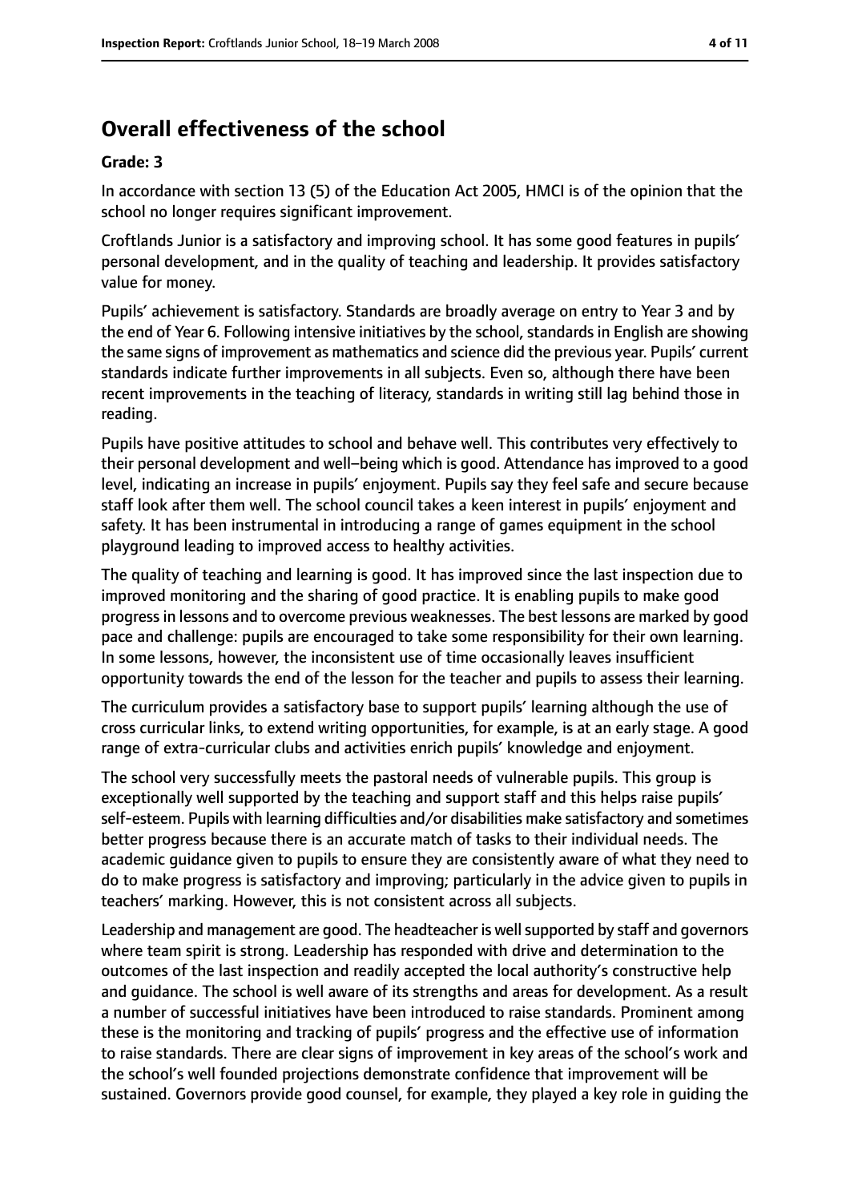## Overall effectiveness of the school

### Grade: 3

In accordance with section 13 (5) of the Education Act 2005, HMCI is of the opinion that the school no longer requires significant improvement.

Croftlands Junior is a satisfactory and improving school. It has some good features in pupils' personal development, and in the quality of teaching and leadership. It provides satisfactory value for money.

Pupils' achievement is satisfactory. Standards are broadly average on entry to Year 3 and by the end of Year 6. Following intensive initiatives by the school, standards in English are showing the same signs of improvement as mathematics and science did the previous year. Pupils' current standards indicate further improvements in all subjects. Even so, although there have been recent improvements in the teaching of literacy, standards in writing still lag behind those in reading.

Pupils have positive attitudes to school and behave well. This contributes very effectively to their personal development and well–being which is good. Attendance has improved to a good level, indicating an increase in pupils' enjoyment. Pupils say they feel safe and secure because staff look after them well. The school council takes a keen interest in pupils' enjoyment and safety. It has been instrumental in introducing a range of games equipment in the school playground leading to improved access to healthy activities.

The quality of teaching and learning is good. It has improved since the last inspection due to improved monitoring and the sharing of good practice. It is enabling pupils to make good progress in lessons and to overcome previous weaknesses. The best lessons are marked by good pace and challenge: pupils are encouraged to take some responsibility for their own learning. In some lessons, however, the inconsistent use of time occasionally leaves insufficient opportunity towards the end of the lesson for the teacher and pupils to assess their learning.

The curriculum provides a satisfactory base to support pupils' learning although the use of cross curricular links, to extend writing opportunities, for example, is at an early stage. A good range of extra-curricular clubs and activities enrich pupils' knowledge and enjoyment.

The school very successfully meets the pastoral needs of vulnerable pupils. This group is exceptionally well supported by the teaching and support staff and this helps raise pupils' self-esteem. Pupils with learning difficulties and/or disabilities make satisfactory and sometimes better progress because there is an accurate match of tasks to their individual needs. The academic guidance given to pupils to ensure they are consistently aware of what they need to do to make progress is satisfactory and improving; particularly in the advice given to pupils in teachers' marking. However, this is not consistent across all subjects.

Leadership and management are good. The headteacher is well supported by staff and governors where team spirit is strong. Leadership has responded with drive and determination to the outcomes of the last inspection and readily accepted the local authority's constructive help and guidance. The school is well aware of its strengths and areas for development. As a result a number of successful initiatives have been introduced to raise standards. Prominent among these is the monitoring and tracking of pupils' progress and the effective use of information to raise standards. There are clear signs of improvement in key areas of the school's work and the school's well founded projections demonstrate confidence that improvement will be sustained. Governors provide good counsel, for example, they played a key role in guiding the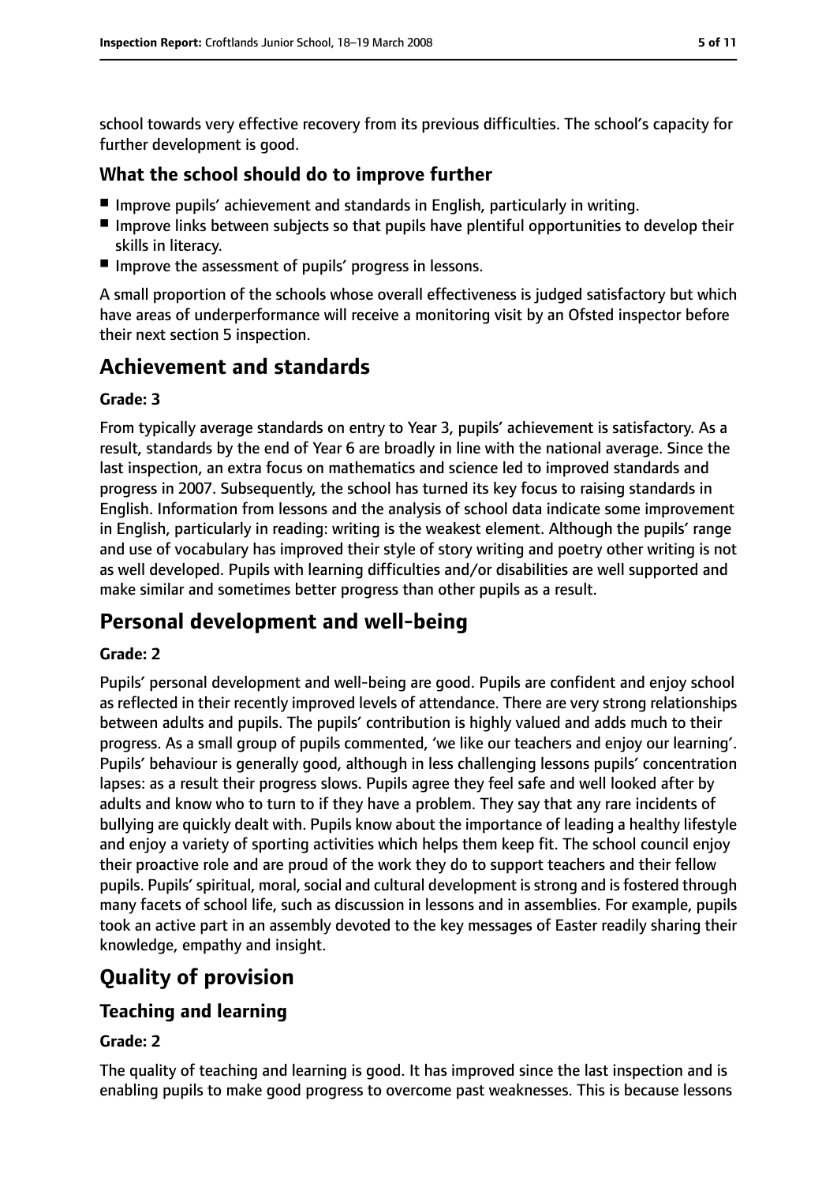school towards very effective recovery from its previous difficulties. The school's capacity for further development is good.

### What the school should do to improve further

- Improve pupils' achievement and standards in English, particularly in writing.
- Improve links between subjects so that pupils have plentiful opportunities to develop their skills in literacy.
- Improve the assessment of pupils' progress in lessons.

A small proportion of the schools whose overall effectiveness is judged satisfactory but which have areas of underperformance will receive a monitoring visit by an Ofsted inspector before their next section 5 inspection.

## Achievement and standards

#### Grade: 3

From typically average standards on entry to Year 3, pupils' achievement is satisfactory. As a result, standards by the end of Year 6 are broadly in line with the national average. Since the last inspection, an extra focus on mathematics and science led to improved standards and progress in 2007. Subsequently, the school has turned its key focus to raising standards in English. Information from lessons and the analysis of school data indicate some improvement in English, particularly in reading: writing is the weakest element. Although the pupils' range and use of vocabulary has improved their style of story writing and poetry other writing is not as well developed. Pupils with learning difficulties and/or disabilities are well supported and make similar and sometimes better progress than other pupils as a result.

## Personal development and well-being

#### Grade: 2

Pupils' personal development and well-being are good. Pupils are confident and enjoy school as reflected in their recently improved levels of attendance. There are very strong relationships between adults and pupils. The pupils' contribution is highly valued and adds much to their progress. As a small group of pupils commented, 'we like our teachers and enjoy our learning'. Pupils' behaviour is generally good, although in less challenging lessons pupils' concentration lapses: as a result their progress slows. Pupils agree they feel safe and well looked after by adults and know who to turn to if they have a problem. They say that any rare incidents of bullying are quickly dealt with. Pupils know about the importance of leading a healthy lifestyle and enjoy a variety of sporting activities which helps them keep fit. The school council enjoy their proactive role and are proud of the work they do to support teachers and their fellow pupils. Pupils' spiritual, moral, social and cultural development is strong and is fostered through many facets of school life, such as discussion in lessons and in assemblies. For example, pupils took an active part in an assembly devoted to the key messages of Easter readily sharing their knowledge, empathy and insight.

## Quality of provision

### Teaching and learning

#### Grade: 2

The quality of teaching and learning is good. It has improved since the last inspection and is enabling pupils to make good progress to overcome past weaknesses. This is because lessons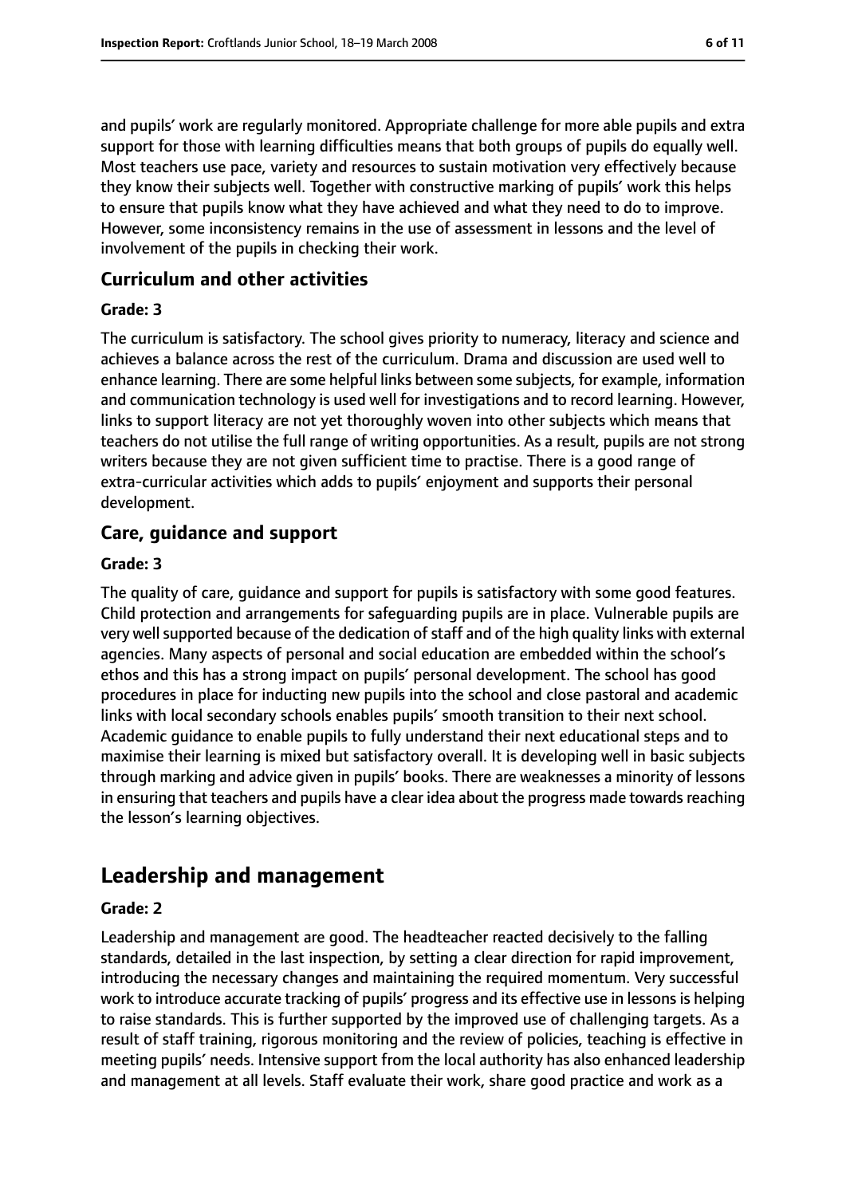and pupils' work are regularly monitored. Appropriate challenge for more able pupils and extra support for those with learning difficulties means that both groups of pupils do equally well. Most teachers use pace, variety and resources to sustain motivation very effectively because they know their subjects well. Together with constructive marking of pupils' work this helps to ensure that pupils know what they have achieved and what they need to do to improve. However, some inconsistency remains in the use of assessment in lessons and the level of involvement of the pupils in checking their work.

### Curriculum and other activities

#### Grade: 3

The curriculum is satisfactory. The school gives priority to numeracy, literacy and science and achieves a balance across the rest of the curriculum. Drama and discussion are used well to enhance learning. There are some helpful links between some subjects, for example, information and communication technology is used well for investigations and to record learning. However, links to support literacy are not yet thoroughly woven into other subjects which means that teachers do not utilise the full range of writing opportunities. As a result, pupils are not strong writers because they are not given sufficient time to practise. There is a good range of extra-curricular activities which adds to pupils' enjoyment and supports their personal development.

### Care, guidance and support

#### Grade: 3

The quality of care, guidance and support for pupils is satisfactory with some good features. Child protection and arrangements for safeguarding pupils are in place. Vulnerable pupils are very well supported because of the dedication of staff and of the high quality links with external agencies. Many aspects of personal and social education are embedded within the school's ethos and this has a strong impact on pupils' personal development. The school has good procedures in place for inducting new pupils into the school and close pastoral and academic links with local secondary schools enables pupils' smooth transition to their next school. Academic guidance to enable pupils to fully understand their next educational steps and to maximise their learning is mixed but satisfactory overall. It is developing well in basic subjects through marking and advice given in pupils' books. There are weaknesses a minority of lessons in ensuring that teachers and pupils have a clear idea about the progress made towards reaching the lesson's learning objectives.

## Leadership and management

#### Grade: 2

Leadership and management are good. The headteacher reacted decisively to the falling standards, detailed in the last inspection, by setting a clear direction for rapid improvement, introducing the necessary changes and maintaining the required momentum. Very successful work to introduce accurate tracking of pupils' progress and its effective use in lessons is helping to raise standards. This is further supported by the improved use of challenging targets. As a result of staff training, rigorous monitoring and the review of policies, teaching is effective in meeting pupils' needs. Intensive support from the local authority has also enhanced leadership and management at all levels. Staff evaluate their work, share good practice and work as a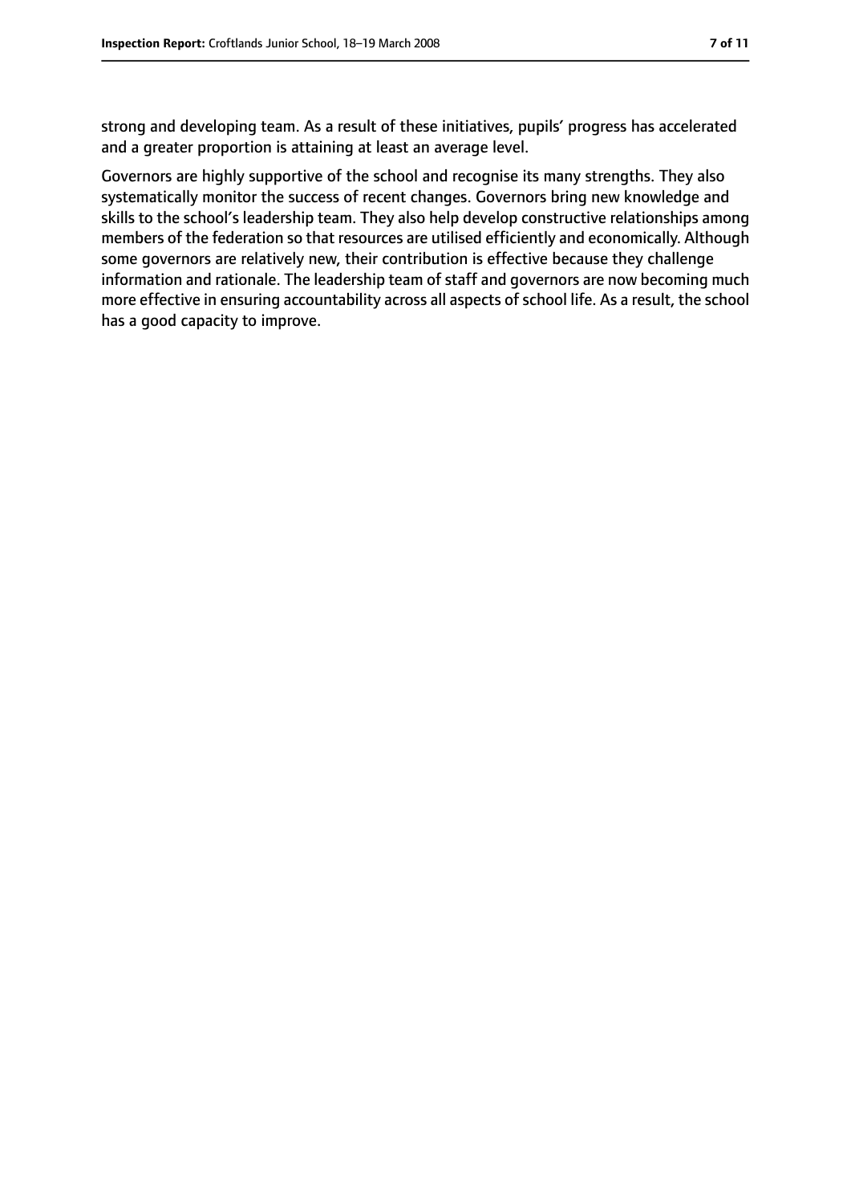strong and developing team. As a result of these initiatives, pupils' progress has accelerated and a greater proportion is attaining at least an average level.

Governors are highly supportive of the school and recognise its many strengths. They also systematically monitor the success of recent changes. Governors bring new knowledge and skills to the school's leadership team. They also help develop constructive relationships among members of the federation so that resources are utilised efficiently and economically. Although some governors are relatively new, their contribution is effective because they challenge information and rationale. The leadership team of staff and governors are now becoming much more effective in ensuring accountability across all aspects of school life. As a result, the school has a good capacity to improve.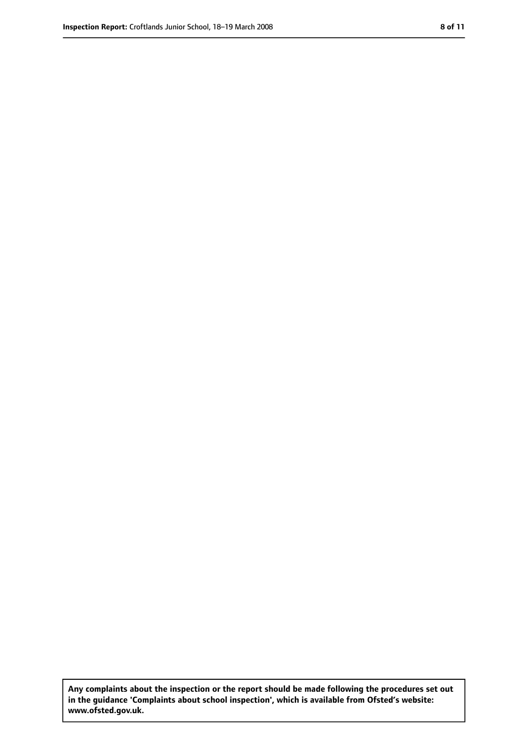**Any complaints about the inspection or the report should be made following the procedures set out in the guidance 'Complaints about school inspection', which is available from Ofsted's website: www.ofsted.gov.uk.**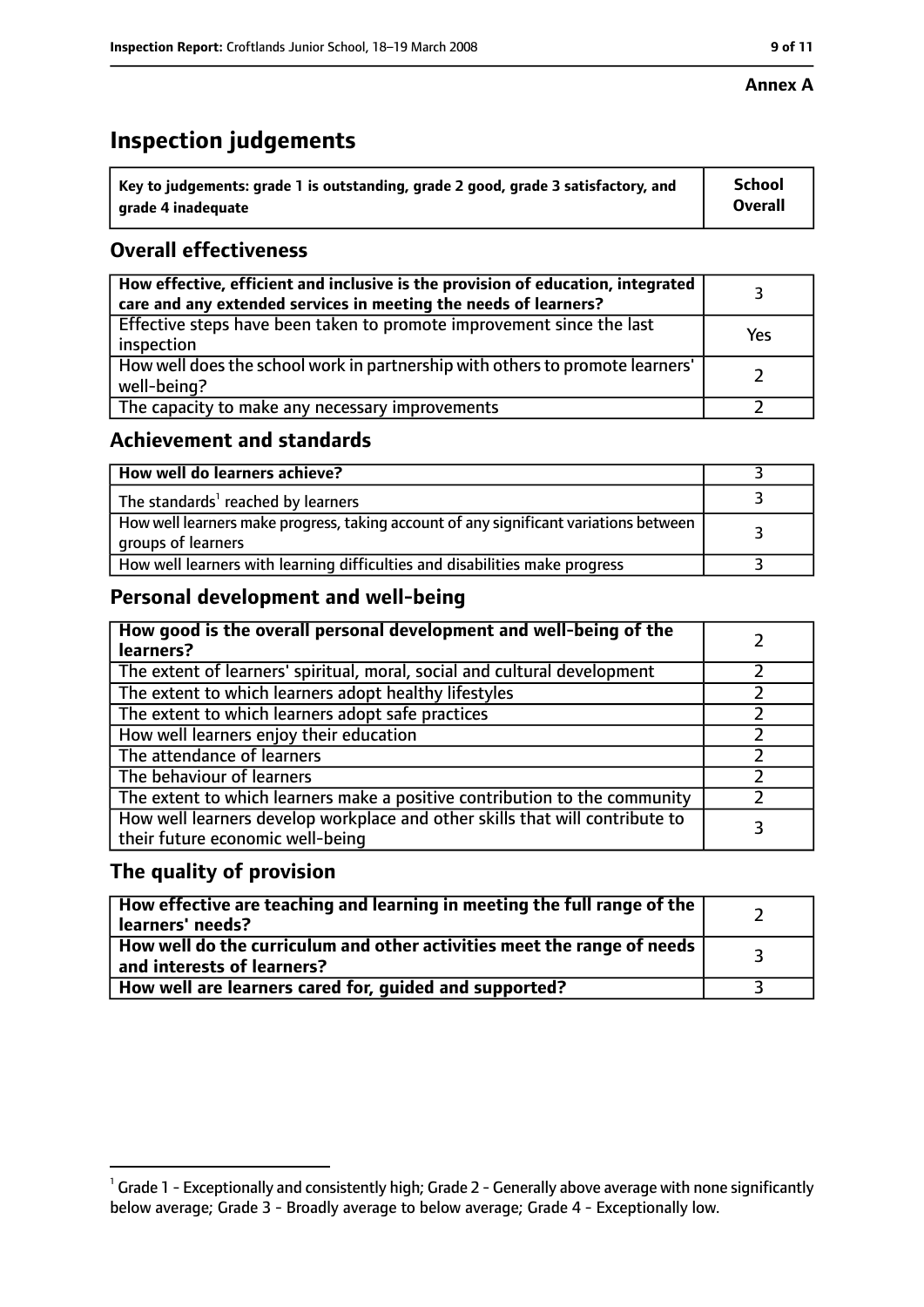**Annex A**

# Inspection judgements

| Key to judgements: grade 1 is outstanding, grade 2 good, grade 3 satisfactory, and grade 4 inadequate | School Overall |
|---|---|

## Overall effectiveness

| | |
|---|---|
| **How effective, efficient and inclusive is the provision of education, integrated care and any extended services in meeting the needs of learners?** | 3 |
| Effective steps have been taken to promote improvement since the last inspection | Yes |
| How well does the school work in partnership with others to promote learners' well-being? | 2 |
| The capacity to make any necessary improvements | 2 |

## Achievement and standards

| | |
|---|---|
| **How well do learners achieve?** | 3 |
| The standards[1] reached by learners | 3 |
| How well learners make progress, taking account of any significant variations between groups of learners | 3 |
| How well learners with learning difficulties and disabilities make progress | 3 |

## Personal development and well-being

| | |
|---|---|
| **How good is the overall personal development and well-being of the learners?** | 2 |
| The extent of learners' spiritual, moral, social and cultural development | 2 |
| The extent to which learners adopt healthy lifestyles | 2 |
| The extent to which learners adopt safe practices | 2 |
| How well learners enjoy their education | 2 |
| The attendance of learners | 2 |
| The behaviour of learners | 2 |
| The extent to which learners make a positive contribution to the community | 2 |
| How well learners develop workplace and other skills that will contribute to their future economic well-being | 3 |

## The quality of provision

| | |
|---|---|
| **How effective are teaching and learning in meeting the full range of the learners' needs?** | 2 |
| **How well do the curriculum and other activities meet the range of needs and interests of learners?** | 3 |
| **How well are learners cared for, guided and supported?** | 3 |

[1] Grade 1 - Exceptionally and consistently high; Grade 2 - Generally above average with none significantly below average; Grade 3 - Broadly average to below average; Grade 4 - Exceptionally low.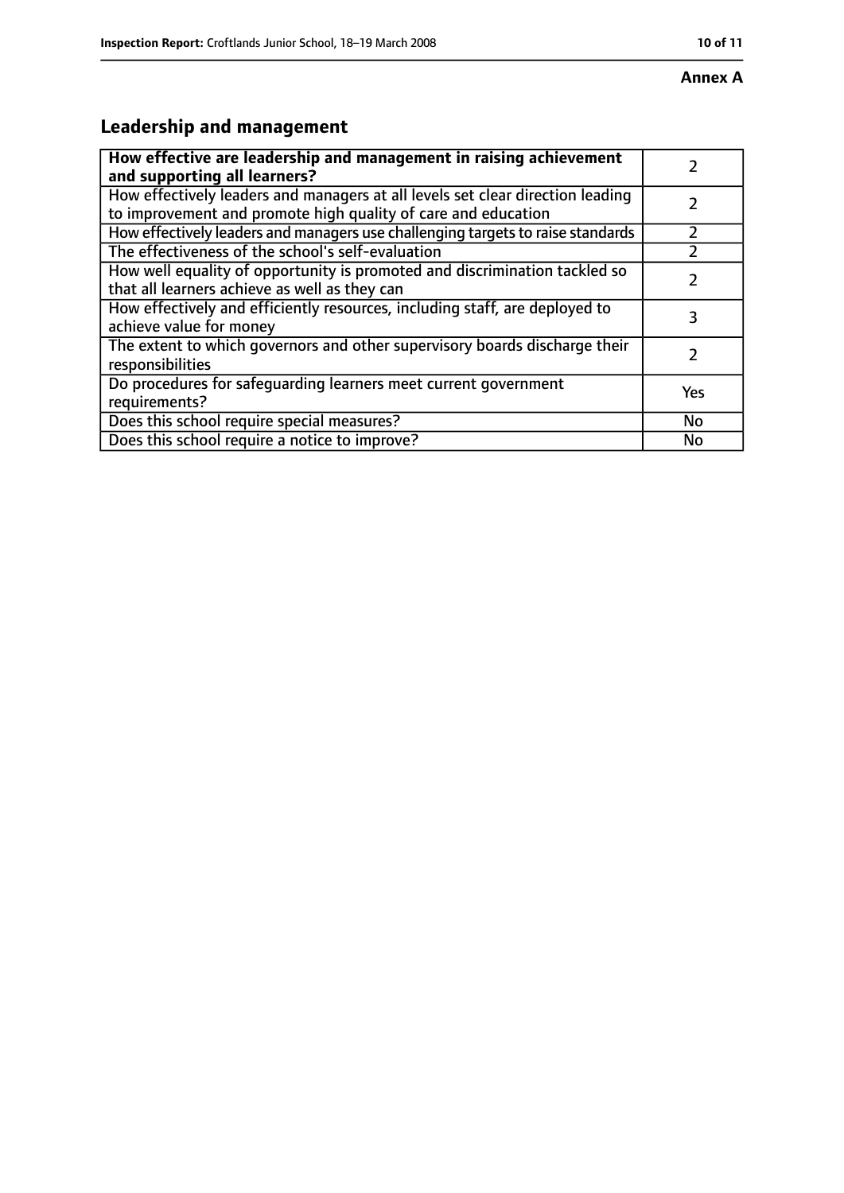**Annex A**

## Leadership and management

| How effective are leadership and management in raising achievement and supporting all learners? | 2 |
|---|---|
| How effectively leaders and managers at all levels set clear direction leading to improvement and promote high quality of care and education | 2 |
| How effectively leaders and managers use challenging targets to raise standards | 2 |
| The effectiveness of the school's self-evaluation | 2 |
| How well equality of opportunity is promoted and discrimination tackled so that all learners achieve as well as they can | 2 |
| How effectively and efficiently resources, including staff, are deployed to achieve value for money | 3 |
| The extent to which governors and other supervisory boards discharge their responsibilities | 2 |
| Do procedures for safeguarding learners meet current government requirements? | Yes |
| Does this school require special measures? | No |
| Does this school require a notice to improve? | No |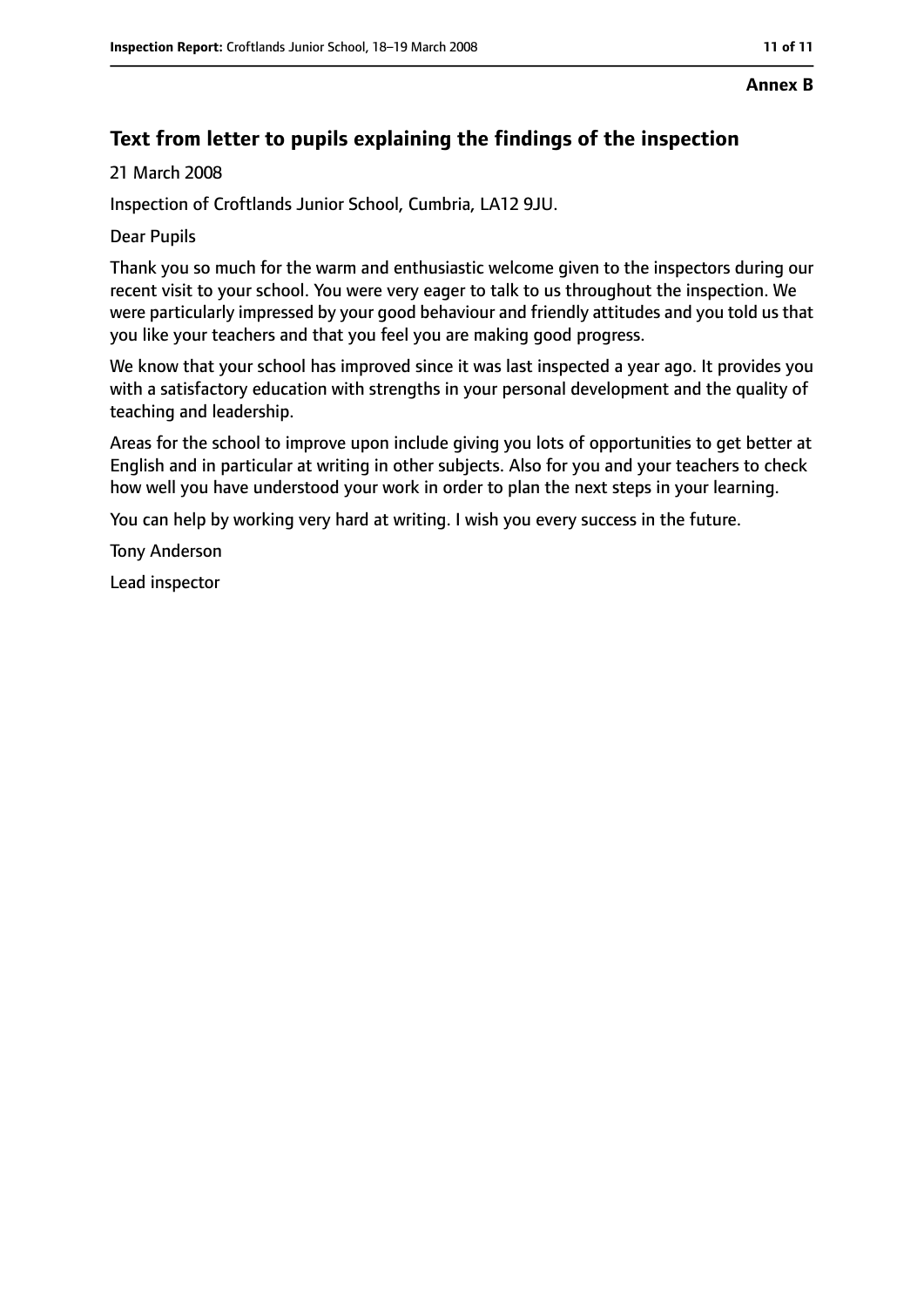**Annex B**

## Text from letter to pupils explaining the findings of the inspection

21 March 2008

Inspection of Croftlands Junior School, Cumbria, LA12 9JU.

Dear Pupils

Thank you so much for the warm and enthusiastic welcome given to the inspectors during our recent visit to your school. You were very eager to talk to us throughout the inspection. We were particularly impressed by your good behaviour and friendly attitudes and you told us that you like your teachers and that you feel you are making good progress.

We know that your school has improved since it was last inspected a year ago. It provides you with a satisfactory education with strengths in your personal development and the quality of teaching and leadership.

Areas for the school to improve upon include giving you lots of opportunities to get better at English and in particular at writing in other subjects. Also for you and your teachers to check how well you have understood your work in order to plan the next steps in your learning.

You can help by working very hard at writing. I wish you every success in the future.

Tony Anderson

Lead inspector